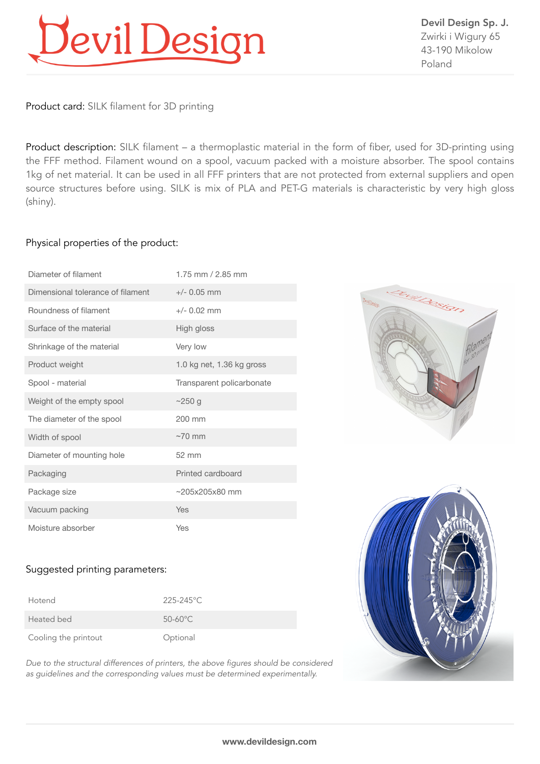Devil Design

**Devil Design Sp. J.**
Zwirki i Wigury 65
43-190 Mikolow
Poland

Product card: SILK filament for 3D printing

Product description: SILK filament – a thermoplastic material in the form of fiber, used for 3D-printing using the FFF method. Filament wound on a spool, vacuum packed with a moisture absorber. The spool contains 1kg of net material. It can be used in all FFF printers that are not protected from external suppliers and open source structures before using. SILK is mix of PLA and PET-G materials is characteristic by very high gloss (shiny).

## Physical properties of the product:

| | |
|---|---|
| Diameter of filament | 1.75 mm / 2.85 mm |
| Dimensional tolerance of filament | +/- 0.05 mm |
| Roundness of filament | +/- 0.02 mm |
| Surface of the material | High gloss |
| Shrinkage of the material | Very low |
| Product weight | 1.0 kg net, 1.36 kg gross |
| Spool - material | Transparent policarbonate |
| Weight of the empty spool | ~250 g |
| The diameter of the spool | 200 mm |
| Width of spool | ~70 mm |
| Diameter of mounting hole | 52 mm |
| Packaging | Printed cardboard |
| Package size | ~205x205x80 mm |
| Vacuum packing | Yes |
| Moisture absorber | Yes |

## Suggested printing parameters:

| | |
|---|---|
| Hotend | 225-245°C |
| Heated bed | 50-60°C |
| Cooling the printout | Optional |

*Due to the structural differences of printers, the above figures should be considered as guidelines and the corresponding values must be determined experimentally.*

www.devildesign.com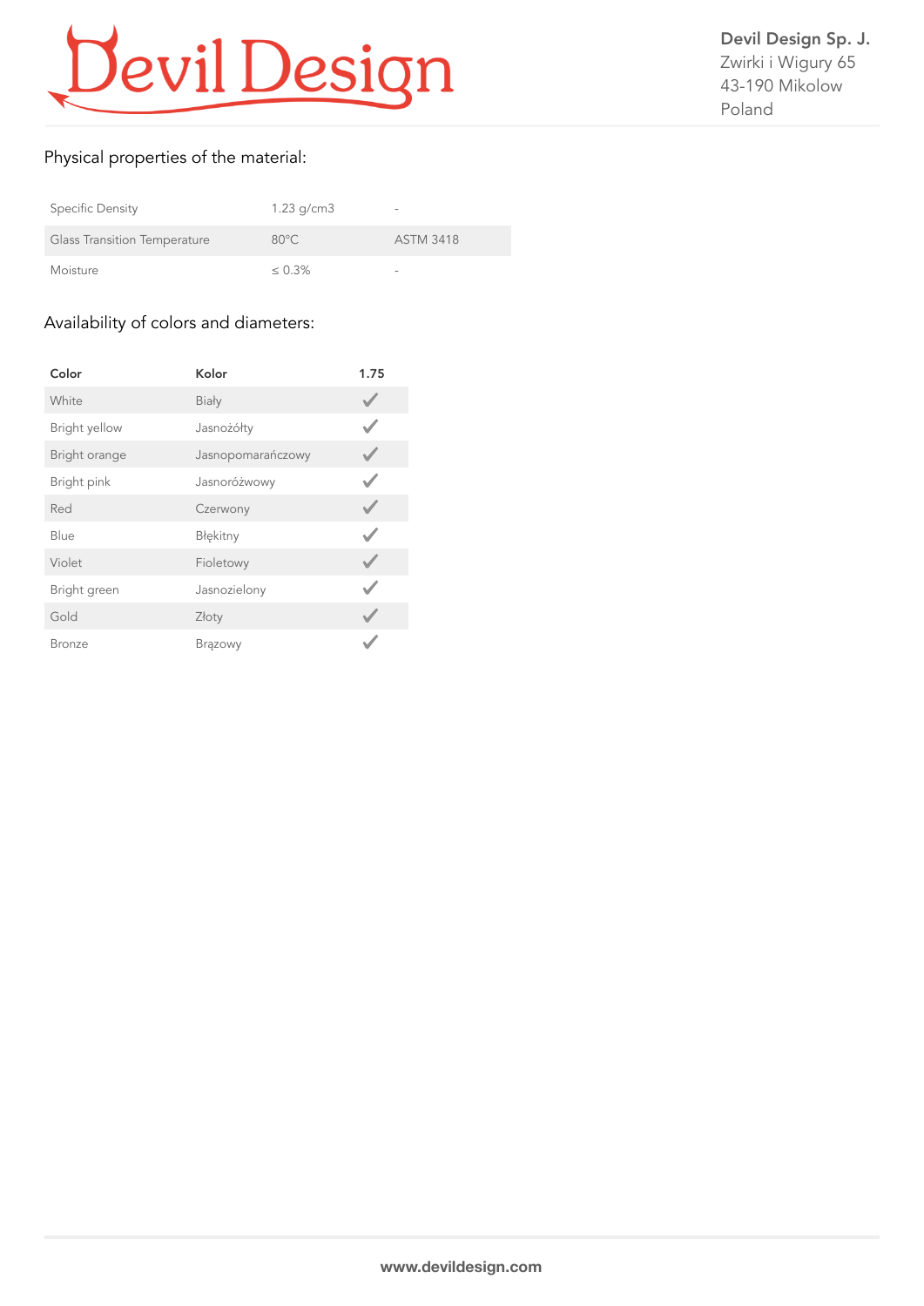Devil Design

**Devil Design Sp. J.**
Zwirki i Wigury 65
43-190 Mikolow
Poland

## Physical properties of the material:

| | | |
|---|---|---|
| Specific Density | 1.23 g/cm3 | - |
| Glass Transition Temperature | 80°C | ASTM 3418 |
| Moisture | ≤ 0.3% | - |

## Availability of colors and diameters:

| Color | Kolor | 1.75 |
|---|---|---|
| White | Biały | ✓ |
| Bright yellow | Jasnożółty | ✓ |
| Bright orange | Jasnopomarańczowy | ✓ |
| Bright pink | Jasnoróżwowy | ✓ |
| Red | Czerwony | ✓ |
| Blue | Błękitny | ✓ |
| Violet | Fioletowy | ✓ |
| Bright green | Jasnozielony | ✓ |
| Gold | Złoty | ✓ |
| Bronze | Brązowy | ✓ |

www.devildesign.com